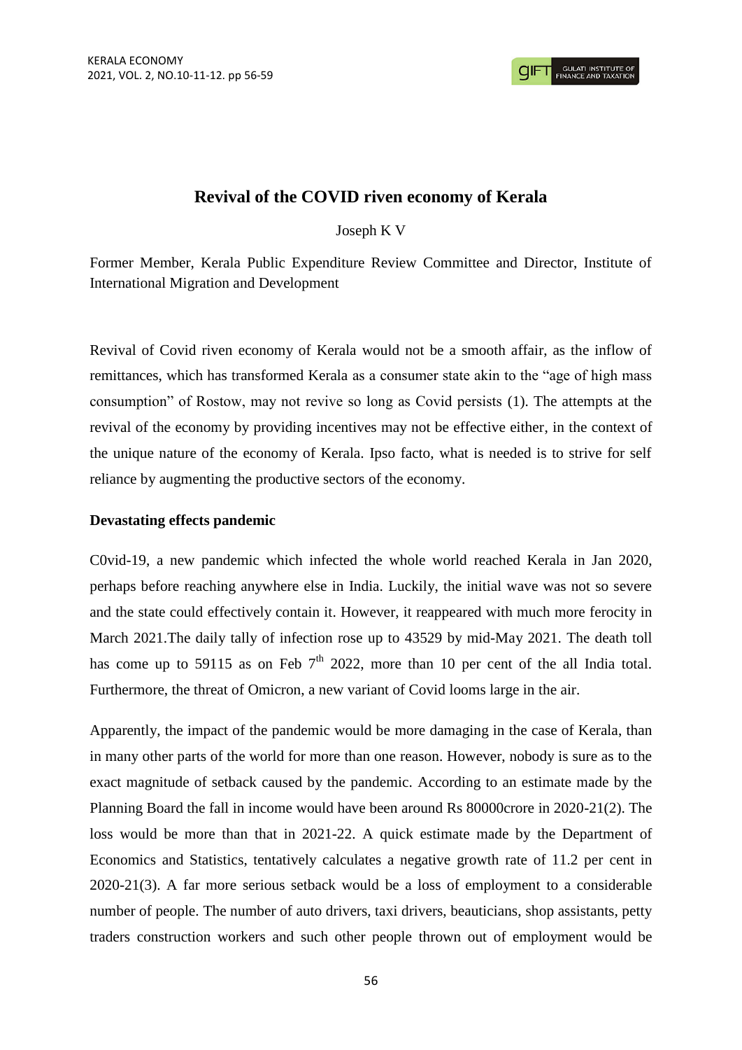# Revival of the COVID riven economy of Kerala

Joseph K V

Former Member, Kerala Public Expenditure Review Committee and Director, Institute of International Migration and Development

Revival of Covid riven economy of Kerala would not be a smooth affair, as the inflow of remittances, which has transformed Kerala as a consumer state akin to the "age of high mass consumption" of Rostow, may not revive so long as Covid persists (1). The attempts at the revival of the economy by providing incentives may not be effective either, in the context of the unique nature of the economy of Kerala. Ipso facto, what is needed is to strive for self reliance by augmenting the productive sectors of the economy.

## Devastating effects pandemic

C0vid-19, a new pandemic which infected the whole world reached Kerala in Jan 2020, perhaps before reaching anywhere else in India. Luckily, the initial wave was not so severe and the state could effectively contain it. However, it reappeared with much more ferocity in March 2021.The daily tally of infection rose up to 43529 by mid-May 2021. The death toll has come up to 59115 as on Feb 7th 2022, more than 10 per cent of the all India total. Furthermore, the threat of Omicron, a new variant of Covid looms large in the air.

Apparently, the impact of the pandemic would be more damaging in the case of Kerala, than in many other parts of the world for more than one reason. However, nobody is sure as to the exact magnitude of setback caused by the pandemic. According to an estimate made by the Planning Board the fall in income would have been around Rs 80000crore in 2020-21(2). The loss would be more than that in 2021-22. A quick estimate made by the Department of Economics and Statistics, tentatively calculates a negative growth rate of 11.2 per cent in 2020-21(3). A far more serious setback would be a loss of employment to a considerable number of people. The number of auto drivers, taxi drivers, beauticians, shop assistants, petty traders construction workers and such other people thrown out of employment would be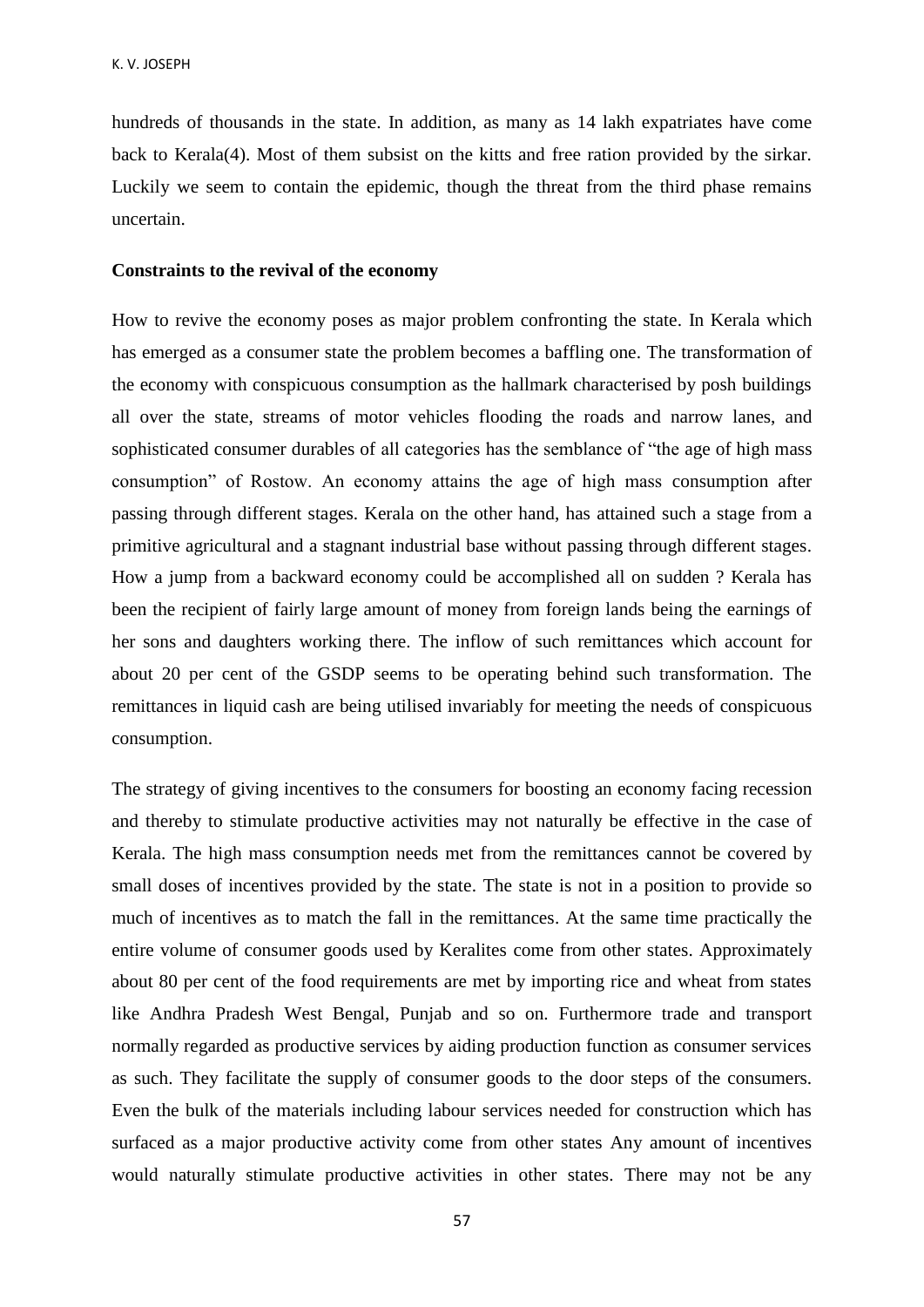hundreds of thousands in the state. In addition, as many as 14 lakh expatriates have come back to Kerala(4). Most of them subsist on the kitts and free ration provided by the sirkar. Luckily we seem to contain the epidemic, though the threat from the third phase remains uncertain.

**Constraints to the revival of the economy**

How to revive the economy poses as major problem confronting the state. In Kerala which has emerged as a consumer state the problem becomes a baffling one. The transformation of the economy with conspicuous consumption as the hallmark characterised by posh buildings all over the state, streams of motor vehicles flooding the roads and narrow lanes, and sophisticated consumer durables of all categories has the semblance of "the age of high mass consumption" of Rostow. An economy attains the age of high mass consumption after passing through different stages. Kerala on the other hand, has attained such a stage from a primitive agricultural and a stagnant industrial base without passing through different stages. How a jump from a backward economy could be accomplished all on sudden ? Kerala has been the recipient of fairly large amount of money from foreign lands being the earnings of her sons and daughters working there. The inflow of such remittances which account for about 20 per cent of the GSDP seems to be operating behind such transformation. The remittances in liquid cash are being utilised invariably for meeting the needs of conspicuous consumption.

The strategy of giving incentives to the consumers for boosting an economy facing recession and thereby to stimulate productive activities may not naturally be effective in the case of Kerala. The high mass consumption needs met from the remittances cannot be covered by small doses of incentives provided by the state. The state is not in a position to provide so much of incentives as to match the fall in the remittances. At the same time practically the entire volume of consumer goods used by Keralites come from other states. Approximately about 80 per cent of the food requirements are met by importing rice and wheat from states like Andhra Pradesh West Bengal, Punjab and so on. Furthermore trade and transport normally regarded as productive services by aiding production function as consumer services as such. They facilitate the supply of consumer goods to the door steps of the consumers. Even the bulk of the materials including labour services needed for construction which has surfaced as a major productive activity come from other states Any amount of incentives would naturally stimulate productive activities in other states. There may not be any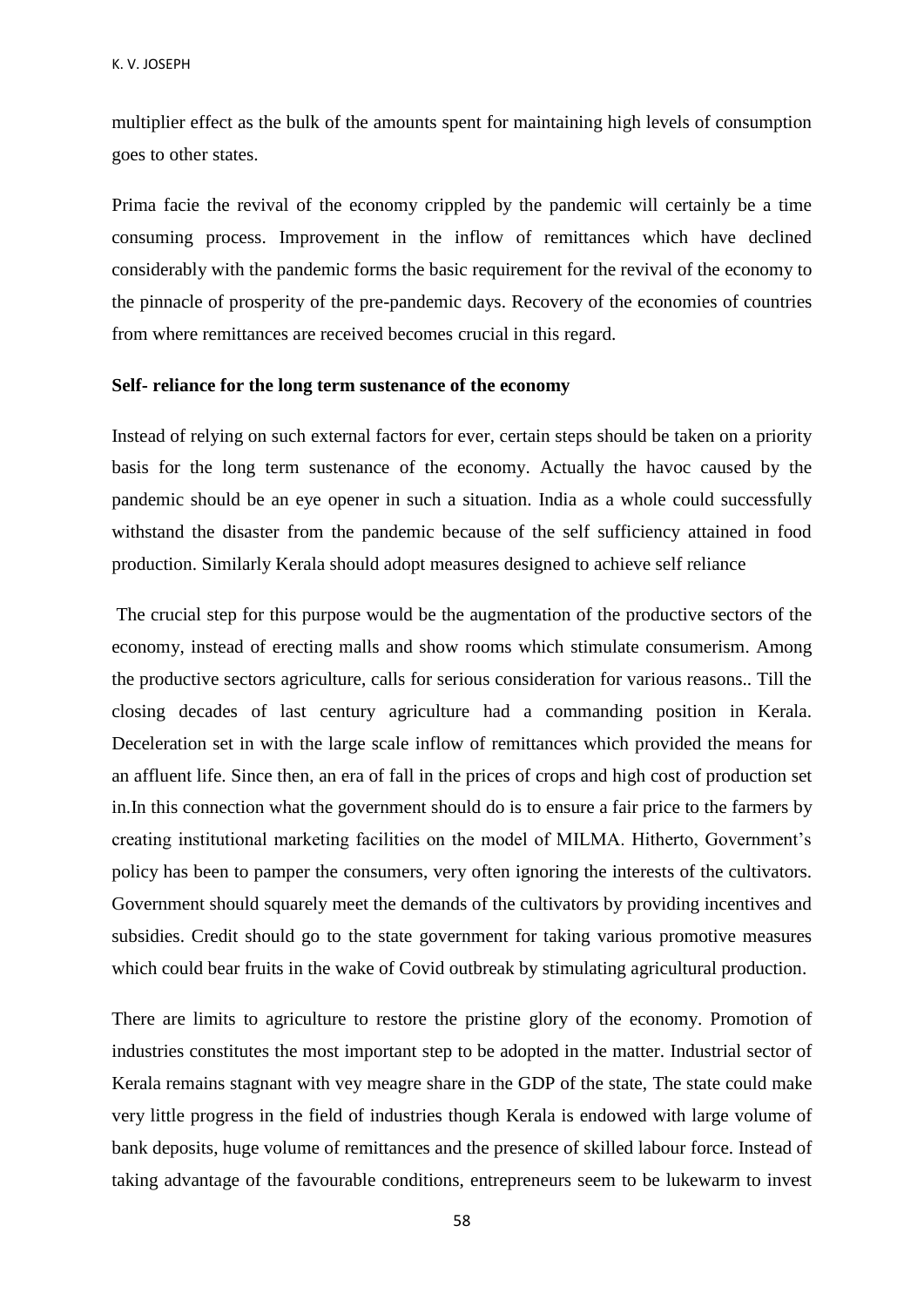multiplier effect as the bulk of the amounts spent for maintaining high levels of consumption goes to other states.

Prima facie the revival of the economy crippled by the pandemic will certainly be a time consuming process. Improvement in the inflow of remittances which have declined considerably with the pandemic forms the basic requirement for the revival of the economy to the pinnacle of prosperity of the pre-pandemic days. Recovery of the economies of countries from where remittances are received becomes crucial in this regard.

**Self- reliance for the long term sustenance of the economy**

Instead of relying on such external factors for ever, certain steps should be taken on a priority basis for the long term sustenance of the economy. Actually the havoc caused by the pandemic should be an eye opener in such a situation. India as a whole could successfully withstand the disaster from the pandemic because of the self sufficiency attained in food production. Similarly Kerala should adopt measures designed to achieve self reliance

The crucial step for this purpose would be the augmentation of the productive sectors of the economy, instead of erecting malls and show rooms which stimulate consumerism. Among the productive sectors agriculture, calls for serious consideration for various reasons.. Till the closing decades of last century agriculture had a commanding position in Kerala. Deceleration set in with the large scale inflow of remittances which provided the means for an affluent life. Since then, an era of fall in the prices of crops and high cost of production set in.In this connection what the government should do is to ensure a fair price to the farmers by creating institutional marketing facilities on the model of MILMA. Hitherto, Government's policy has been to pamper the consumers, very often ignoring the interests of the cultivators. Government should squarely meet the demands of the cultivators by providing incentives and subsidies. Credit should go to the state government for taking various promotive measures which could bear fruits in the wake of Covid outbreak by stimulating agricultural production.

There are limits to agriculture to restore the pristine glory of the economy. Promotion of industries constitutes the most important step to be adopted in the matter. Industrial sector of Kerala remains stagnant with vey meagre share in the GDP of the state, The state could make very little progress in the field of industries though Kerala is endowed with large volume of bank deposits, huge volume of remittances and the presence of skilled labour force. Instead of taking advantage of the favourable conditions, entrepreneurs seem to be lukewarm to invest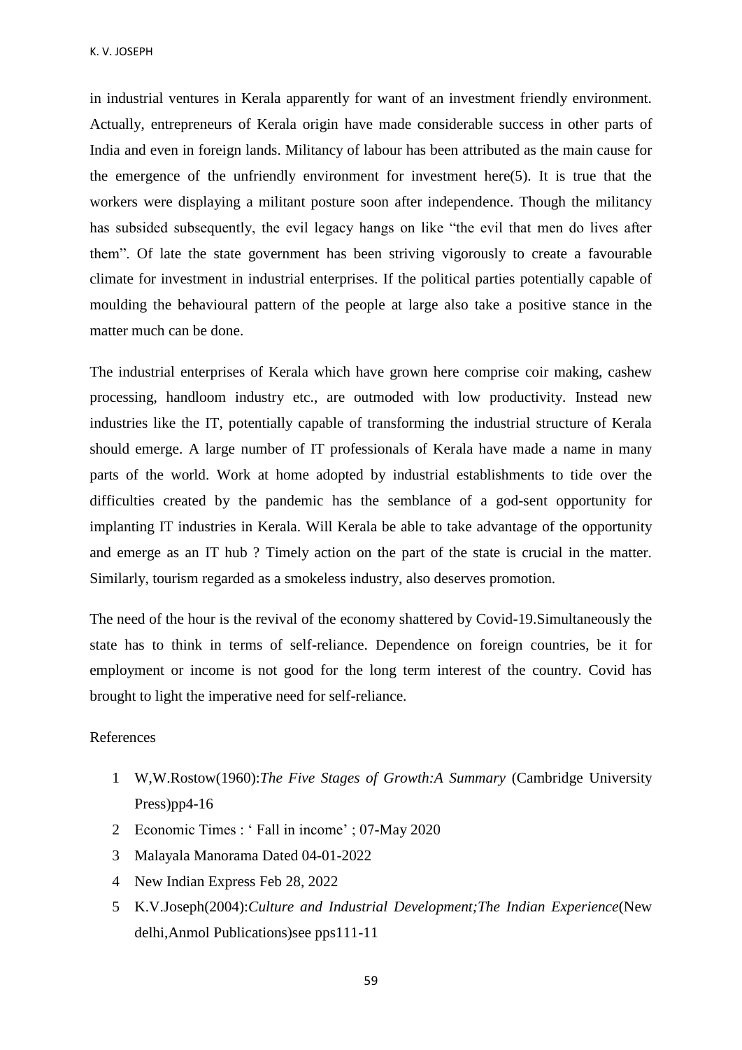in industrial ventures in Kerala apparently for want of an investment friendly environment. Actually, entrepreneurs of Kerala origin have made considerable success in other parts of India and even in foreign lands. Militancy of labour has been attributed as the main cause for the emergence of the unfriendly environment for investment here(5). It is true that the workers were displaying a militant posture soon after independence. Though the militancy has subsided subsequently, the evil legacy hangs on like "the evil that men do lives after them". Of late the state government has been striving vigorously to create a favourable climate for investment in industrial enterprises. If the political parties potentially capable of moulding the behavioural pattern of the people at large also take a positive stance in the matter much can be done.

The industrial enterprises of Kerala which have grown here comprise coir making, cashew processing, handloom industry etc., are outmoded with low productivity. Instead new industries like the IT, potentially capable of transforming the industrial structure of Kerala should emerge. A large number of IT professionals of Kerala have made a name in many parts of the world. Work at home adopted by industrial establishments to tide over the difficulties created by the pandemic has the semblance of a god-sent opportunity for implanting IT industries in Kerala. Will Kerala be able to take advantage of the opportunity and emerge as an IT hub ? Timely action on the part of the state is crucial in the matter. Similarly, tourism regarded as a smokeless industry, also deserves promotion.

The need of the hour is the revival of the economy shattered by Covid-19.Simultaneously the state has to think in terms of self-reliance. Dependence on foreign countries, be it for employment or income is not good for the long term interest of the country. Covid has brought to light the imperative need for self-reliance.

References

1. W,W.Rostow(1960):*The Five Stages of Growth:A Summary* (Cambridge University Press)pp4-16
2. Economic Times : ' Fall in income' ; 07-May 2020
3. Malayala Manorama Dated 04-01-2022
4. New Indian Express Feb 28, 2022
5. K.V.Joseph(2004):*Culture and Industrial Development;The Indian Experience*(New delhi,Anmol Publications)see pps111-11